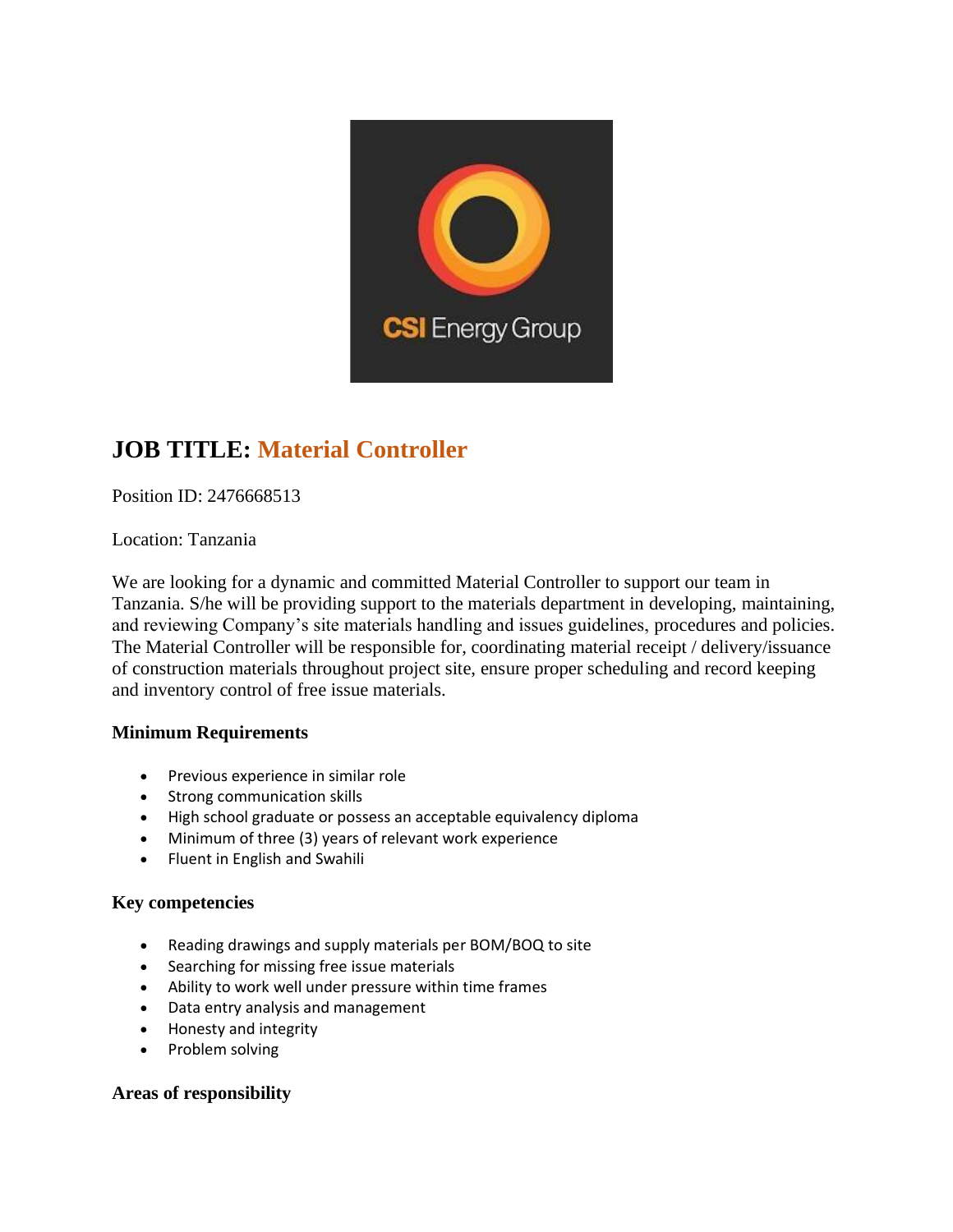# JOB TITLE: Material Controller

Position ID: 2476668513

Location: Tanzania

We are looking for a dynamic and committed Material Controller to support our team in Tanzania. S/he will be providing support to the materials department in developing, maintaining, and reviewing Company's site materials handling and issues guidelines, procedures and policies. The Material Controller will be responsible for, coordinating material receipt / delivery/issuance of construction materials throughout project site, ensure proper scheduling and record keeping and inventory control of free issue materials.

### Minimum Requirements

- Previous experience in similar role
- Strong communication skills
- High school graduate or possess an acceptable equivalency diploma
- Minimum of three (3) years of relevant work experience
- Fluent in English and Swahili

### Key competencies

- Reading drawings and supply materials per BOM/BOQ to site
- Searching for missing free issue materials
- Ability to work well under pressure within time frames
- Data entry analysis and management
- Honesty and integrity
- Problem solving

### Areas of responsibility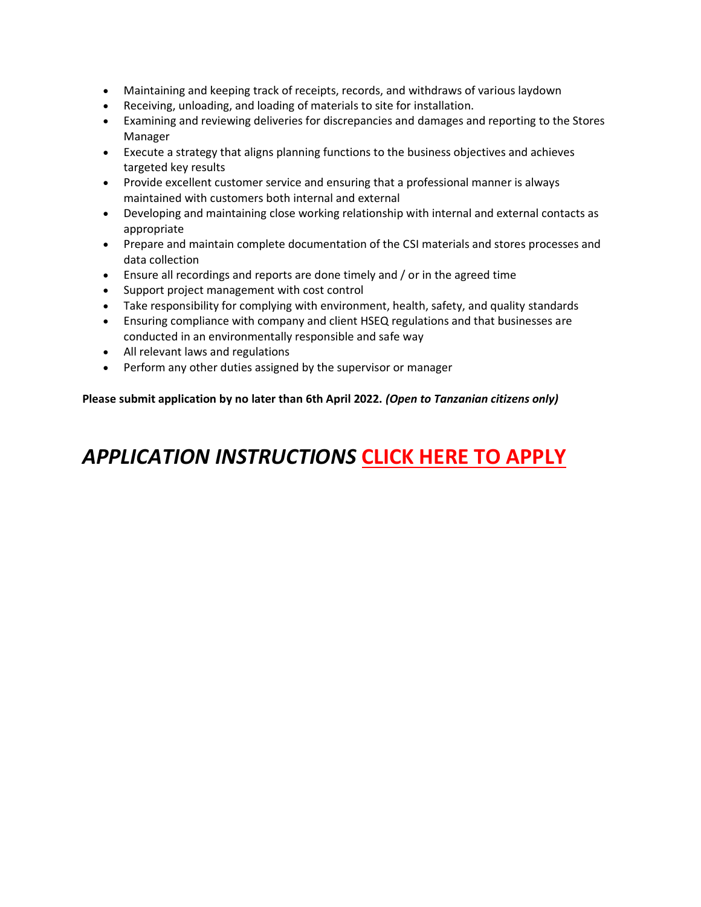- Maintaining and keeping track of receipts, records, and withdraws of various laydown
- Receiving, unloading, and loading of materials to site for installation.
- Examining and reviewing deliveries for discrepancies and damages and reporting to the Stores Manager
- Execute a strategy that aligns planning functions to the business objectives and achieves targeted key results
- Provide excellent customer service and ensuring that a professional manner is always maintained with customers both internal and external
- Developing and maintaining close working relationship with internal and external contacts as appropriate
- Prepare and maintain complete documentation of the CSI materials and stores processes and data collection
- Ensure all recordings and reports are done timely and / or in the agreed time
- Support project management with cost control
- Take responsibility for complying with environment, health, safety, and quality standards
- Ensuring compliance with company and client HSEQ regulations and that businesses are conducted in an environmentally responsible and safe way
- All relevant laws and regulations
- Perform any other duties assigned by the supervisor or manager

**Please submit application by no later than 6th April 2022.** ***(Open to Tanzanian citizens only)***

## *APPLICATION INSTRUCTIONS* **CLICK HERE TO APPLY**